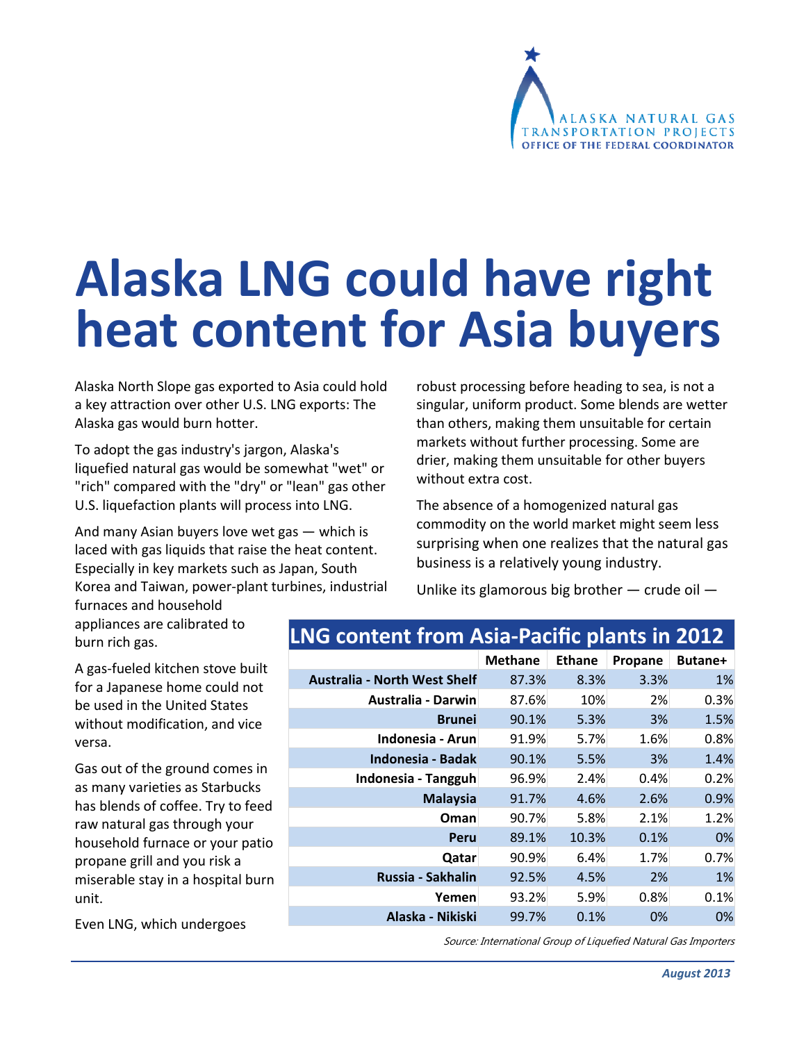# Alaska LNG could have right heat content for Asia buyers

Alaska North Slope gas exported to Asia could hold a key attraction over other U.S. LNG exports: The Alaska gas would burn hotter.

To adopt the gas industry's jargon, Alaska's liquefied natural gas would be somewhat "wet" or "rich" compared with the "dry" or "lean" gas other U.S. liquefaction plants will process into LNG.

And many Asian buyers love wet gas — which is laced with gas liquids that raise the heat content. Especially in key markets such as Japan, South Korea and Taiwan, power-plant turbines, industrial furnaces and household appliances are calibrated to burn rich gas.

A gas-fueled kitchen stove built for a Japanese home could not be used in the United States without modification, and vice versa.

Gas out of the ground comes in as many varieties as Starbucks has blends of coffee. Try to feed raw natural gas through your household furnace or your patio propane grill and you risk a miserable stay in a hospital burn unit.

Even LNG, which undergoes robust processing before heading to sea, is not a singular, uniform product. Some blends are wetter than others, making them unsuitable for certain markets without further processing. Some are drier, making them unsuitable for other buyers without extra cost.

The absence of a homogenized natural gas commodity on the world market might seem less surprising when one realizes that the natural gas business is a relatively young industry.

Unlike its glamorous big brother — crude oil —

## LNG content from Asia-Pacific plants in 2012

| | Methane | Ethane | Propane | Butane+ |
|---|---|---|---|---|
| **Australia - North West Shelf** | 87.3% | 8.3% | 3.3% | 1% |
| **Australia - Darwin** | 87.6% | 10% | 2% | 0.3% |
| **Brunei** | 90.1% | 5.3% | 3% | 1.5% |
| **Indonesia - Arun** | 91.9% | 5.7% | 1.6% | 0.8% |
| **Indonesia - Badak** | 90.1% | 5.5% | 3% | 1.4% |
| **Indonesia - Tangguh** | 96.9% | 2.4% | 0.4% | 0.2% |
| **Malaysia** | 91.7% | 4.6% | 2.6% | 0.9% |
| **Oman** | 90.7% | 5.8% | 2.1% | 1.2% |
| **Peru** | 89.1% | 10.3% | 0.1% | 0% |
| **Qatar** | 90.9% | 6.4% | 1.7% | 0.7% |
| **Russia - Sakhalin** | 92.5% | 4.5% | 2% | 1% |
| **Yemen** | 93.2% | 5.9% | 0.8% | 0.1% |
| **Alaska - Nikiski** | 99.7% | 0.1% | 0% | 0% |

*Source: International Group of Liquefied Natural Gas Importers*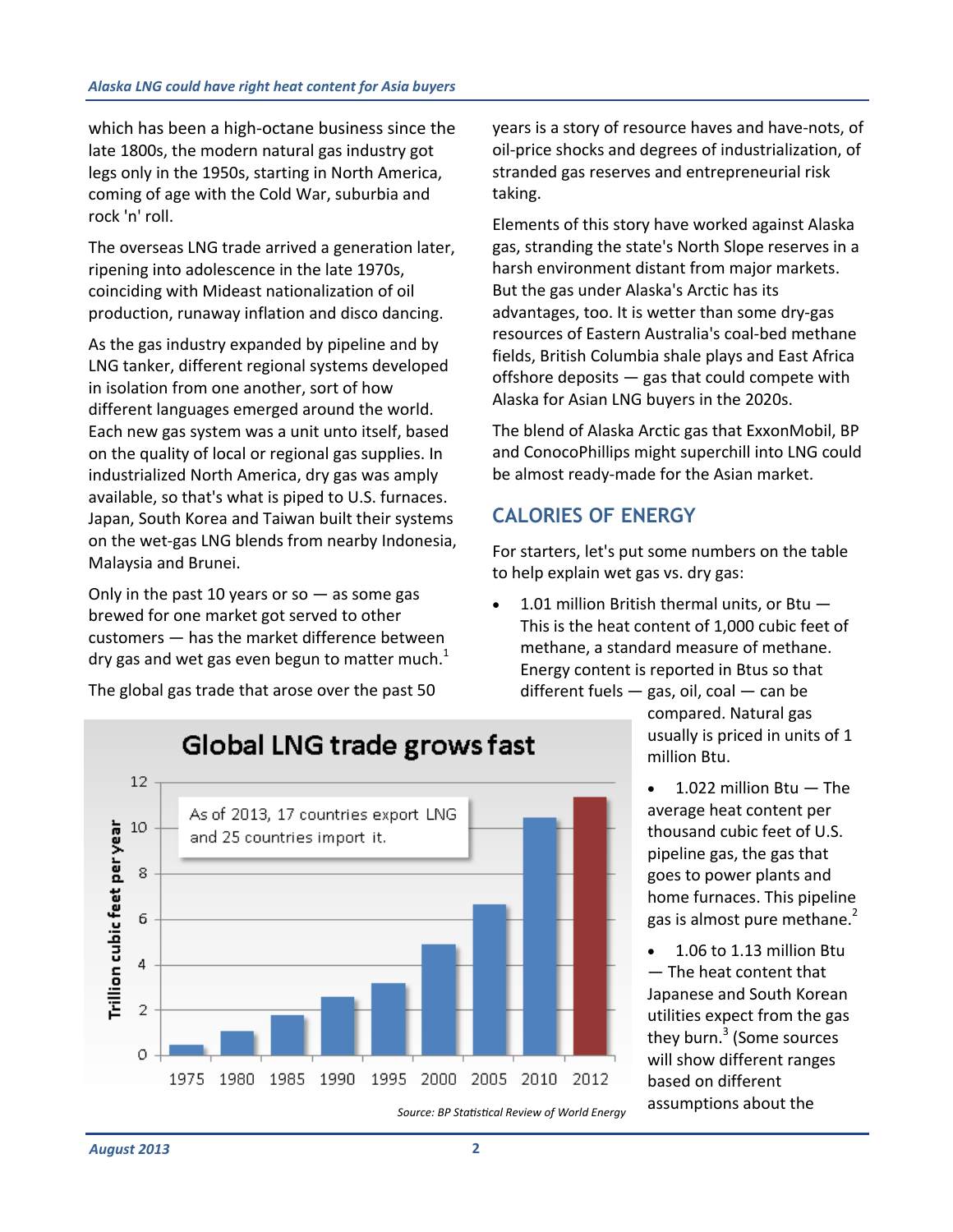which has been a high-octane business since the late 1800s, the modern natural gas industry got legs only in the 1950s, starting in North America, coming of age with the Cold War, suburbia and rock 'n' roll.

The overseas LNG trade arrived a generation later, ripening into adolescence in the late 1970s, coinciding with Mideast nationalization of oil production, runaway inflation and disco dancing.

As the gas industry expanded by pipeline and by LNG tanker, different regional systems developed in isolation from one another, sort of how different languages emerged around the world. Each new gas system was a unit unto itself, based on the quality of local or regional gas supplies. In industrialized North America, dry gas was amply available, so that's what is piped to U.S. furnaces. Japan, South Korea and Taiwan built their systems on the wet-gas LNG blends from nearby Indonesia, Malaysia and Brunei.

Only in the past 10 years or so — as some gas brewed for one market got served to other customers — has the market difference between dry gas and wet gas even begun to matter much.[1]

The global gas trade that arose over the past 50 years is a story of resource haves and have-nots, of oil-price shocks and degrees of industrialization, of stranded gas reserves and entrepreneurial risk taking.

Elements of this story have worked against Alaska gas, stranding the state's North Slope reserves in a harsh environment distant from major markets. But the gas under Alaska's Arctic has its advantages, too. It is wetter than some dry-gas resources of Eastern Australia's coal-bed methane fields, British Columbia shale plays and East Africa offshore deposits — gas that could compete with Alaska for Asian LNG buyers in the 2020s.

The blend of Alaska Arctic gas that ExxonMobil, BP and ConocoPhillips might superchill into LNG could be almost ready-made for the Asian market.

**Global LNG trade grows fast**

As of 2013, 17 countries export LNG and 25 countries import it.

| Year | Trillion cubic feet per year |
|---|---|
| 1975 | ~0.5 |
| 1980 | ~1.1 |
| 1985 | ~1.8 |
| 1990 | ~2.6 |
| 1995 | ~3.2 |
| 2000 | ~4.9 |
| 2005 | ~6.6 |
| 2010 | ~10.4 |
| 2012 | ~11.3 |

*Source: BP Statistical Review of World Energy*

## CALORIES OF ENERGY

For starters, let's put some numbers on the table to help explain wet gas vs. dry gas:

- 1.01 million British thermal units, or Btu — This is the heat content of 1,000 cubic feet of methane, a standard measure of methane. Energy content is reported in Btus so that different fuels — gas, oil, coal — can be compared. Natural gas usually is priced in units of 1 million Btu.
- 1.022 million Btu — The average heat content per thousand cubic feet of U.S. pipeline gas, the gas that goes to power plants and home furnaces. This pipeline gas is almost pure methane.[2]
- 1.06 to 1.13 million Btu — The heat content that Japanese and South Korean utilities expect from the gas they burn.[3] (Some sources will show different ranges based on different assumptions about the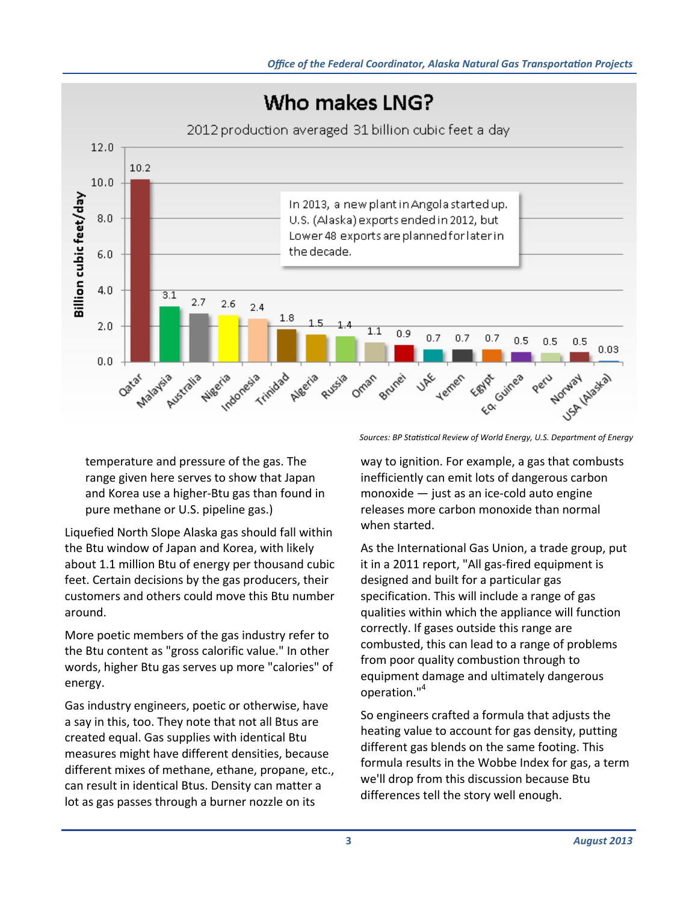## Who makes LNG?

2012 production averaged 31 billion cubic feet a day

| Country | Billion cubic feet/day |
|---|---|
| Qatar | 10.2 |
| Malaysia | 3.1 |
| Australia | 2.7 |
| Nigeria | 2.6 |
| Indonesia | 2.4 |
| Trinidad | 1.8 |
| Algeria | 1.5 |
| Russia | 1.4 |
| Oman | 1.1 |
| Brunei | 0.9 |
| UAE | 0.7 |
| Yemen | 0.7 |
| Egypt | 0.7 |
| Eq. Guinea | 0.5 |
| Peru | 0.5 |
| Norway | 0.5 |
| USA (Alaska) | 0.03 |

In 2013, a new plant in Angola started up. U.S. (Alaska) exports ended in 2012, but Lower 48 exports are planned for later in the decade.

*Sources: BP Statistical Review of World Energy, U.S. Department of Energy*

temperature and pressure of the gas. The range given here serves to show that Japan and Korea use a higher-Btu gas than found in pure methane or U.S. pipeline gas.)

Liquefied North Slope Alaska gas should fall within the Btu window of Japan and Korea, with likely about 1.1 million Btu of energy per thousand cubic feet. Certain decisions by the gas producers, their customers and others could move this Btu number around.

More poetic members of the gas industry refer to the Btu content as "gross calorific value." In other words, higher Btu gas serves up more "calories" of energy.

Gas industry engineers, poetic or otherwise, have a say in this, too. They note that not all Btus are created equal. Gas supplies with identical Btu measures might have different densities, because different mixes of methane, ethane, propane, etc., can result in identical Btus. Density can matter a lot as gas passes through a burner nozzle on its way to ignition. For example, a gas that combusts inefficiently can emit lots of dangerous carbon monoxide — just as an ice-cold auto engine releases more carbon monoxide than normal when started.

As the International Gas Union, a trade group, put it in a 2011 report, "All gas-fired equipment is designed and built for a particular gas specification. This will include a range of gas qualities within which the appliance will function correctly. If gases outside this range are combusted, this can lead to a range of problems from poor quality combustion through to equipment damage and ultimately dangerous operation."[4]

So engineers crafted a formula that adjusts the heating value to account for gas density, putting different gas blends on the same footing. This formula results in the Wobbe Index for gas, a term we'll drop from this discussion because Btu differences tell the story well enough.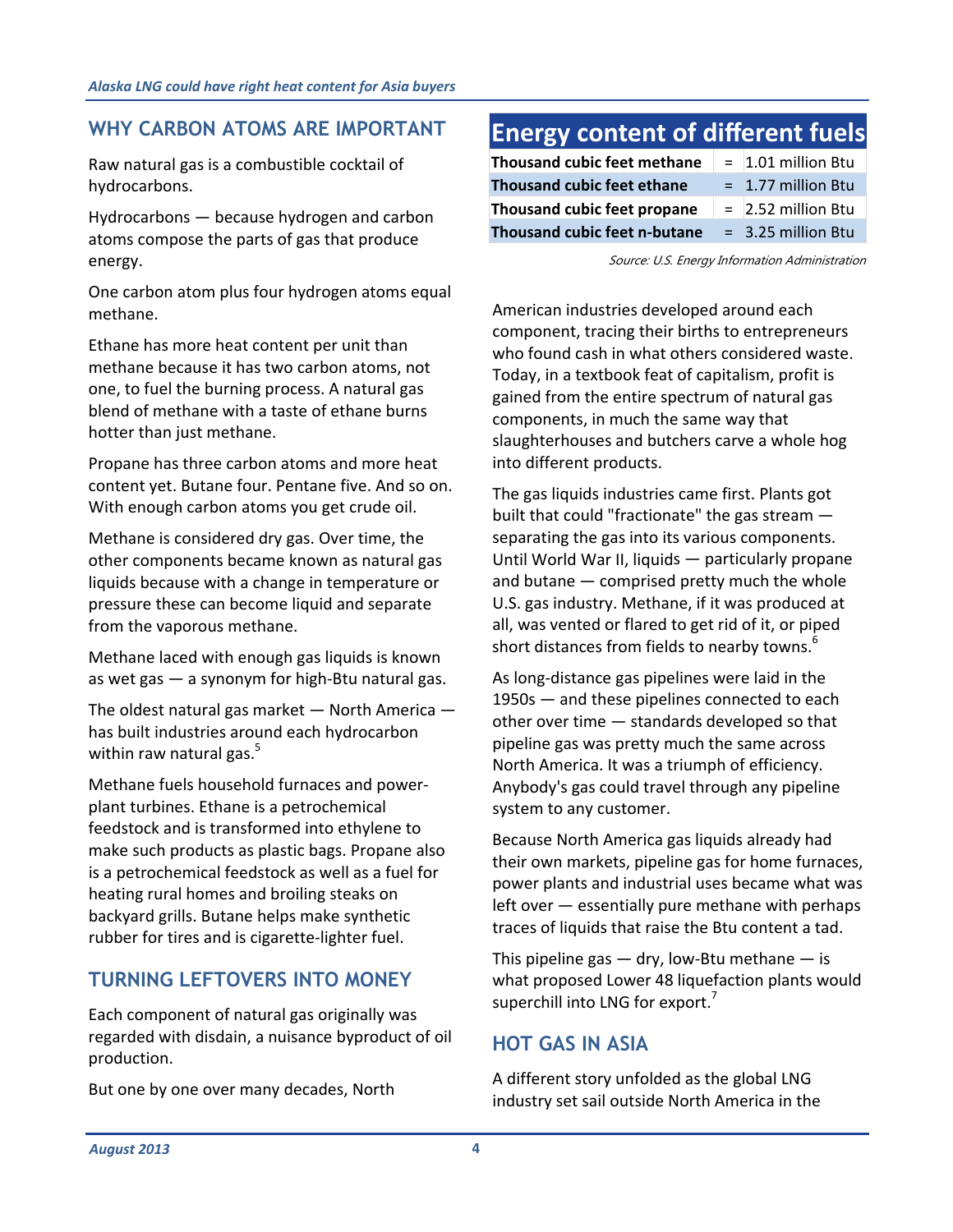## WHY CARBON ATOMS ARE IMPORTANT

Raw natural gas is a combustible cocktail of hydrocarbons.

Hydrocarbons — because hydrogen and carbon atoms compose the parts of gas that produce energy.

One carbon atom plus four hydrogen atoms equal methane.

Ethane has more heat content per unit than methane because it has two carbon atoms, not one, to fuel the burning process. A natural gas blend of methane with a taste of ethane burns hotter than just methane.

Propane has three carbon atoms and more heat content yet. Butane four. Pentane five. And so on. With enough carbon atoms you get crude oil.

Methane is considered dry gas. Over time, the other components became known as natural gas liquids because with a change in temperature or pressure these can become liquid and separate from the vaporous methane.

Methane laced with enough gas liquids is known as wet gas — a synonym for high-Btu natural gas.

The oldest natural gas market — North America — has built industries around each hydrocarbon within raw natural gas.[5]

Methane fuels household furnaces and power-plant turbines. Ethane is a petrochemical feedstock and is transformed into ethylene to make such products as plastic bags. Propane also is a petrochemical feedstock as well as a fuel for heating rural homes and broiling steaks on backyard grills. Butane helps make synthetic rubber for tires and is cigarette-lighter fuel.

## TURNING LEFTOVERS INTO MONEY

Each component of natural gas originally was regarded with disdain, a nuisance byproduct of oil production.

But one by one over many decades, North American industries developed around each component, tracing their births to entrepreneurs who found cash in what others considered waste. Today, in a textbook feat of capitalism, profit is gained from the entire spectrum of natural gas components, in much the same way that slaughterhouses and butchers carve a whole hog into different products.

The gas liquids industries came first. Plants got built that could "fractionate" the gas stream — separating the gas into its various components. Until World War II, liquids — particularly propane and butane — comprised pretty much the whole U.S. gas industry. Methane, if it was produced at all, was vented or flared to get rid of it, or piped short distances from fields to nearby towns.[6]

As long-distance gas pipelines were laid in the 1950s — and these pipelines connected to each other over time — standards developed so that pipeline gas was pretty much the same across North America. It was a triumph of efficiency. Anybody's gas could travel through any pipeline system to any customer.

Because North America gas liquids already had their own markets, pipeline gas for home furnaces, power plants and industrial uses became what was left over — essentially pure methane with perhaps traces of liquids that raise the Btu content a tad.

This pipeline gas — dry, low-Btu methane — is what proposed Lower 48 liquefaction plants would superchill into LNG for export.[7]

## HOT GAS IN ASIA

A different story unfolded as the global LNG industry set sail outside North America in the

### Energy content of different fuels

| | | |
|---|---|---|
| **Thousand cubic feet methane** | = | 1.01 million Btu |
| **Thousand cubic feet ethane** | = | 1.77 million Btu |
| **Thousand cubic feet propane** | = | 2.52 million Btu |
| **Thousand cubic feet n-butane** | = | 3.25 million Btu |

*Source: U.S. Energy Information Administration*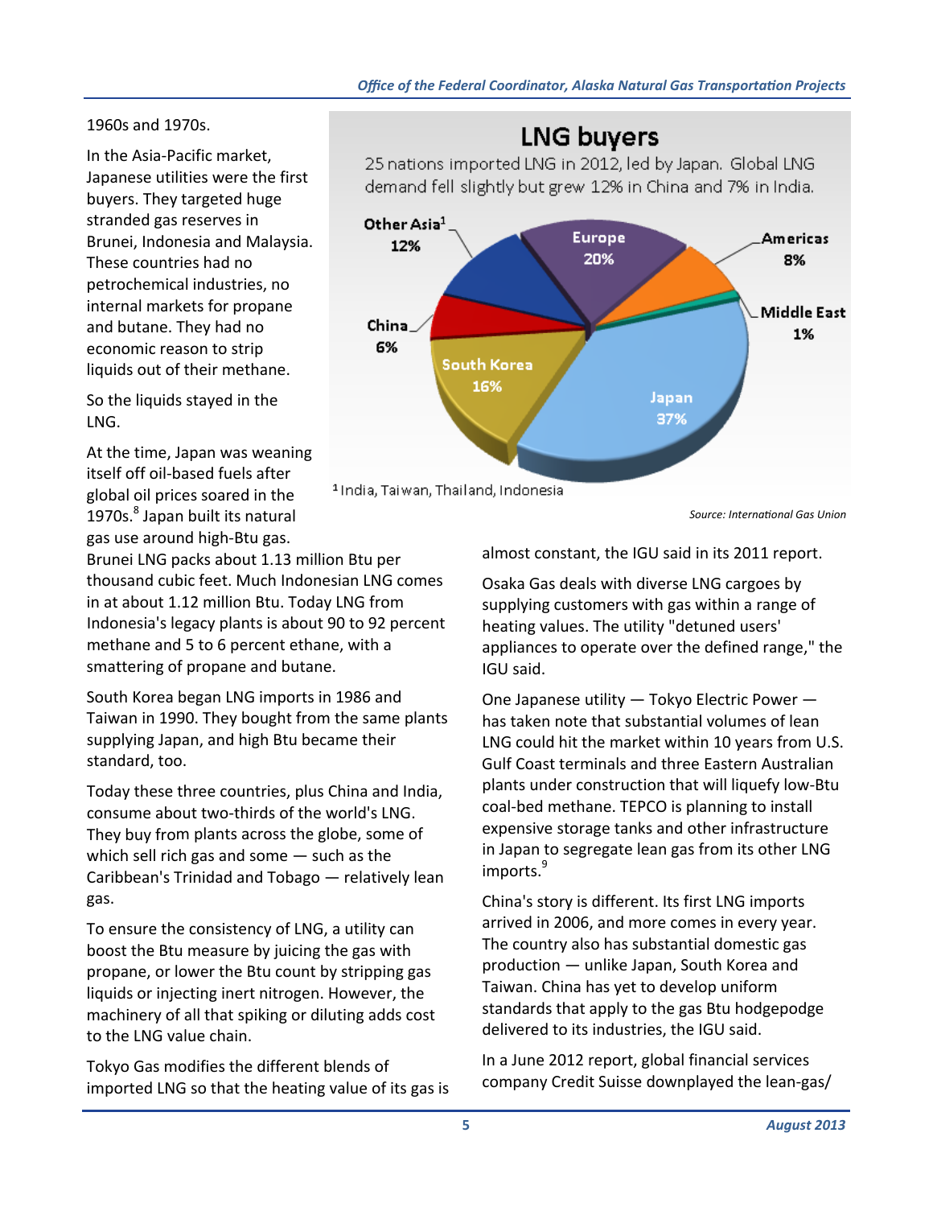1960s and 1970s.

In the Asia-Pacific market, Japanese utilities were the first buyers. They targeted huge stranded gas reserves in Brunei, Indonesia and Malaysia. These countries had no petrochemical industries, no internal markets for propane and butane. They had no economic reason to strip liquids out of their methane.

So the liquids stayed in the LNG.

At the time, Japan was weaning itself off oil-based fuels after global oil prices soared in the 1970s.[8] Japan built its natural gas use around high-Btu gas. Brunei LNG packs about 1.13 million Btu per thousand cubic feet. Much Indonesian LNG comes in at about 1.12 million Btu. Today LNG from Indonesia's legacy plants is about 90 to 92 percent methane and 5 to 6 percent ethane, with a smattering of propane and butane.

South Korea began LNG imports in 1986 and Taiwan in 1990. They bought from the same plants supplying Japan, and high Btu became their standard, too.

Today these three countries, plus China and India, consume about two-thirds of the world's LNG. They buy from plants across the globe, some of which sell rich gas and some — such as the Caribbean's Trinidad and Tobago — relatively lean gas.

To ensure the consistency of LNG, a utility can boost the Btu measure by juicing the gas with propane, or lower the Btu count by stripping gas liquids or injecting inert nitrogen. However, the machinery of all that spiking or diluting adds cost to the LNG value chain.

Tokyo Gas modifies the different blends of imported LNG so that the heating value of its gas is almost constant, the IGU said in its 2011 report.

**LNG buyers**

25 nations imported LNG in 2012, led by Japan. Global LNG demand fell slightly but grew 12% in China and 7% in India.

| Buyer | Share |
| --- | --- |
| Japan | 37% |
| Europe | 20% |
| South Korea | 16% |
| Other Asia[1] | 12% |
| Americas | 8% |
| China | 6% |
| Middle East | 1% |

[1] India, Taiwan, Thailand, Indonesia

*Source: International Gas Union*

Osaka Gas deals with diverse LNG cargoes by supplying customers with gas within a range of heating values. The utility "detuned users' appliances to operate over the defined range," the IGU said.

One Japanese utility — Tokyo Electric Power — has taken note that substantial volumes of lean LNG could hit the market within 10 years from U.S. Gulf Coast terminals and three Eastern Australian plants under construction that will liquefy low-Btu coal-bed methane. TEPCO is planning to install expensive storage tanks and other infrastructure in Japan to segregate lean gas from its other LNG imports.[9]

China's story is different. Its first LNG imports arrived in 2006, and more comes in every year. The country also has substantial domestic gas production — unlike Japan, South Korea and Taiwan. China has yet to develop uniform standards that apply to the gas Btu hodgepodge delivered to its industries, the IGU said.

In a June 2012 report, global financial services company Credit Suisse downplayed the lean-gas/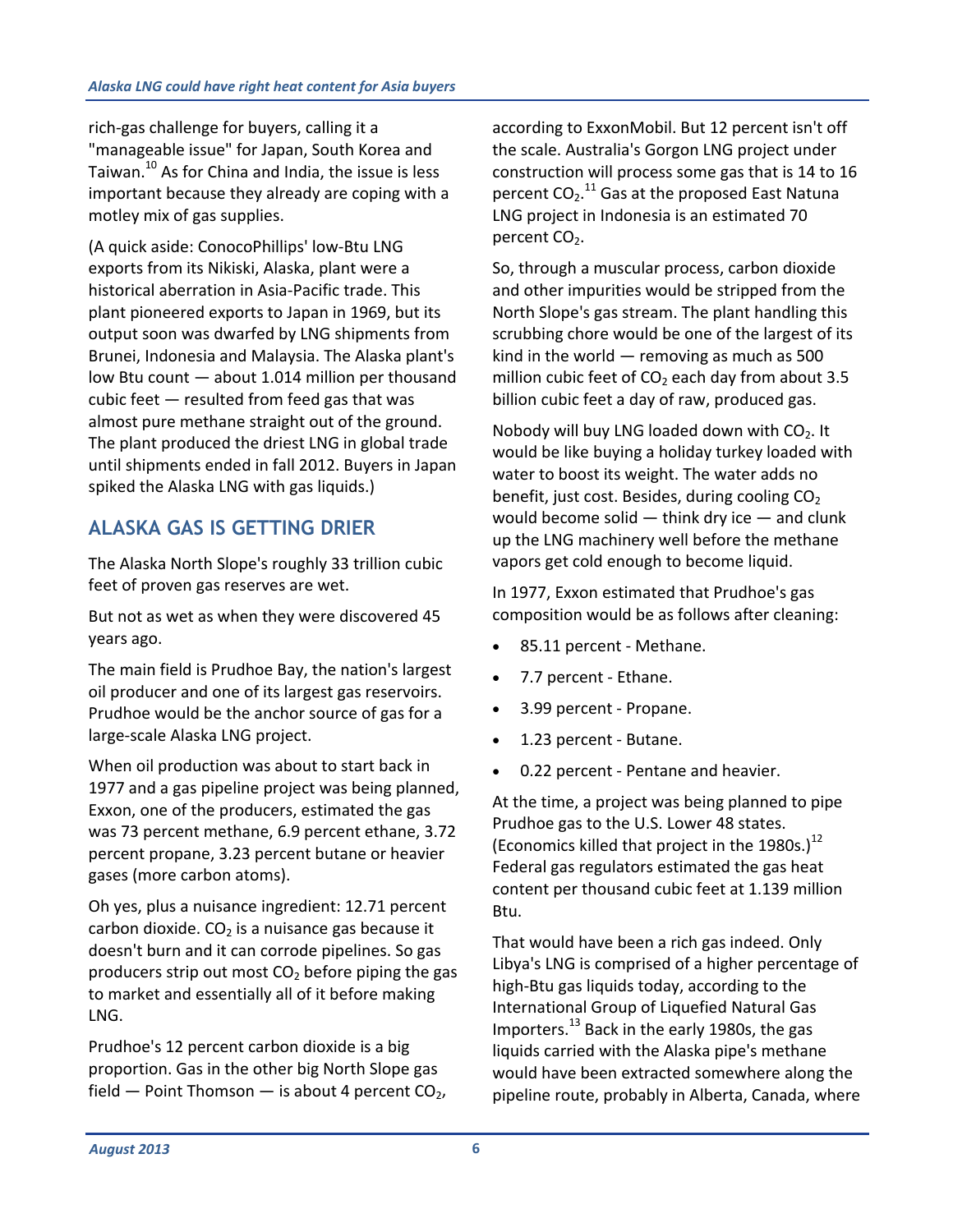rich-gas challenge for buyers, calling it a "manageable issue" for Japan, South Korea and Taiwan.[10] As for China and India, the issue is less important because they already are coping with a motley mix of gas supplies.

(A quick aside: ConocoPhillips' low-Btu LNG exports from its Nikiski, Alaska, plant were a historical aberration in Asia-Pacific trade. This plant pioneered exports to Japan in 1969, but its output soon was dwarfed by LNG shipments from Brunei, Indonesia and Malaysia. The Alaska plant's low Btu count — about 1.014 million per thousand cubic feet — resulted from feed gas that was almost pure methane straight out of the ground. The plant produced the driest LNG in global trade until shipments ended in fall 2012. Buyers in Japan spiked the Alaska LNG with gas liquids.)

## ALASKA GAS IS GETTING DRIER

The Alaska North Slope's roughly 33 trillion cubic feet of proven gas reserves are wet.

But not as wet as when they were discovered 45 years ago.

The main field is Prudhoe Bay, the nation's largest oil producer and one of its largest gas reservoirs. Prudhoe would be the anchor source of gas for a large-scale Alaska LNG project.

When oil production was about to start back in 1977 and a gas pipeline project was being planned, Exxon, one of the producers, estimated the gas was 73 percent methane, 6.9 percent ethane, 3.72 percent propane, 3.23 percent butane or heavier gases (more carbon atoms).

Oh yes, plus a nuisance ingredient: 12.71 percent carbon dioxide. $CO_2$ is a nuisance gas because it doesn't burn and it can corrode pipelines. So gas producers strip out most $CO_2$ before piping the gas to market and essentially all of it before making LNG.

Prudhoe's 12 percent carbon dioxide is a big proportion. Gas in the other big North Slope gas field — Point Thomson — is about 4 percent $CO_2$, according to ExxonMobil. But 12 percent isn't off the scale. Australia's Gorgon LNG project under construction will process some gas that is 14 to 16 percent $CO_2$.[11] Gas at the proposed East Natuna LNG project in Indonesia is an estimated 70 percent $CO_2$.

So, through a muscular process, carbon dioxide and other impurities would be stripped from the North Slope's gas stream. The plant handling this scrubbing chore would be one of the largest of its kind in the world — removing as much as 500 million cubic feet of $CO_2$ each day from about 3.5 billion cubic feet a day of raw, produced gas.

Nobody will buy LNG loaded down with $CO_2$. It would be like buying a holiday turkey loaded with water to boost its weight. The water adds no benefit, just cost. Besides, during cooling $CO_2$ would become solid — think dry ice — and clunk up the LNG machinery well before the methane vapors get cold enough to become liquid.

In 1977, Exxon estimated that Prudhoe's gas composition would be as follows after cleaning:

- 85.11 percent - Methane.
- 7.7 percent - Ethane.
- 3.99 percent - Propane.
- 1.23 percent - Butane.
- 0.22 percent - Pentane and heavier.

At the time, a project was being planned to pipe Prudhoe gas to the U.S. Lower 48 states. (Economics killed that project in the 1980s.)[12] Federal gas regulators estimated the gas heat content per thousand cubic feet at 1.139 million Btu.

That would have been a rich gas indeed. Only Libya's LNG is comprised of a higher percentage of high-Btu gas liquids today, according to the International Group of Liquefied Natural Gas Importers.[13] Back in the early 1980s, the gas liquids carried with the Alaska pipe's methane would have been extracted somewhere along the pipeline route, probably in Alberta, Canada, where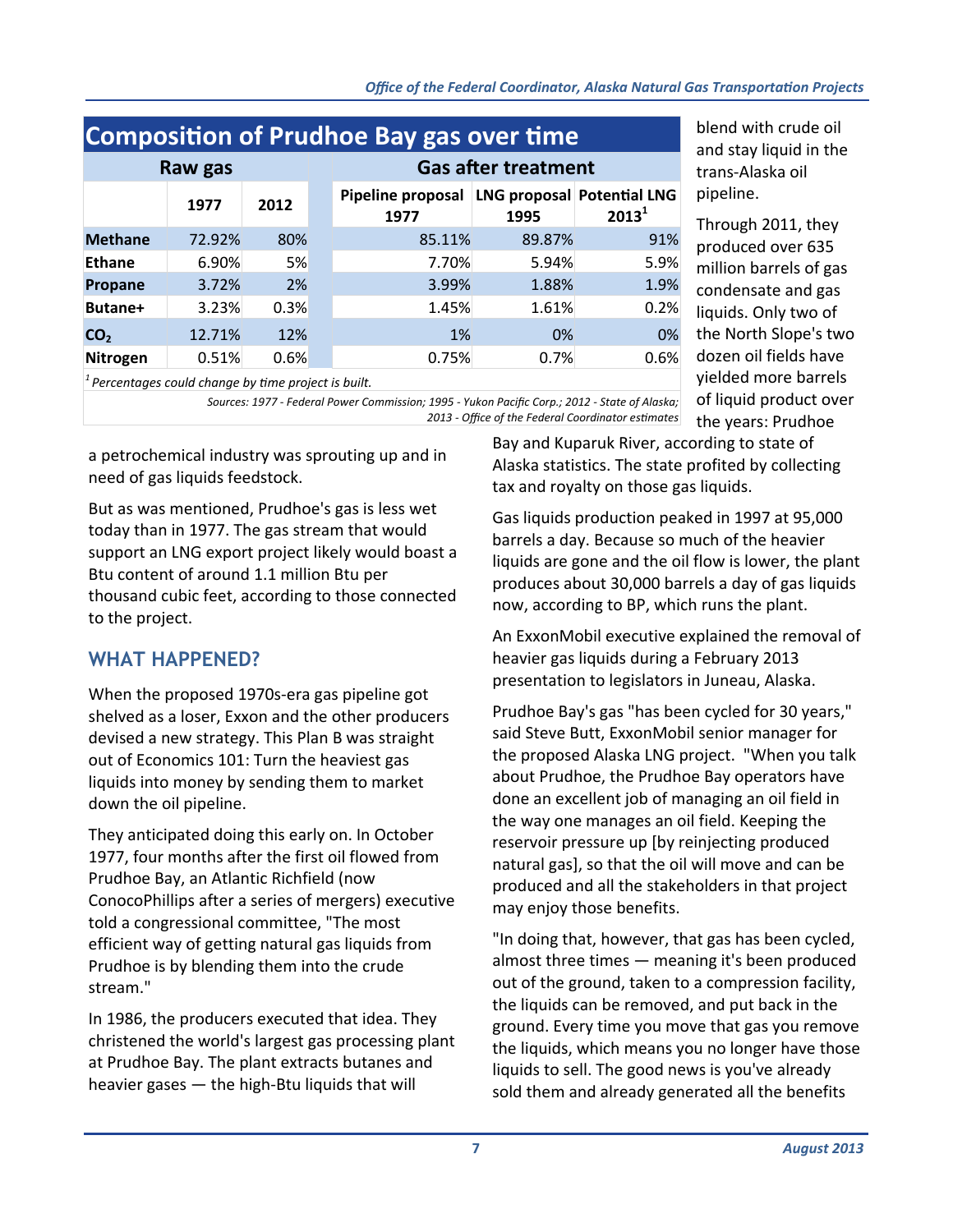## Composition of Prudhoe Bay gas over time

| | Raw gas | | Gas after treatment | | |
|---|---|---|---|---|---|
| | 1977 | 2012 | Pipeline proposal 1977 | LNG proposal 1995 | Potential LNG 2013[1] |
| **Methane** | 72.92% | 80% | 85.11% | 89.87% | 91% |
| **Ethane** | 6.90% | 5% | 7.70% | 5.94% | 5.9% |
| **Propane** | 3.72% | 2% | 3.99% | 1.88% | 1.9% |
| **Butane+** | 3.23% | 0.3% | 1.45% | 1.61% | 0.2% |
| **$CO_2$** | 12.71% | 12% | 1% | 0% | 0% |
| **Nitrogen** | 0.51% | 0.6% | 0.75% | 0.7% | 0.6% |

*[1] Percentages could change by time project is built.*

*Sources: 1977 - Federal Power Commission; 1995 - Yukon Pacific Corp.; 2012 - State of Alaska; 2013 - Office of the Federal Coordinator estimates*

a petrochemical industry was sprouting up and in need of gas liquids feedstock.

But as was mentioned, Prudhoe's gas is less wet today than in 1977. The gas stream that would support an LNG export project likely would boast a Btu content of around 1.1 million Btu per thousand cubic feet, according to those connected to the project.

## WHAT HAPPENED?

When the proposed 1970s-era gas pipeline got shelved as a loser, Exxon and the other producers devised a new strategy. This Plan B was straight out of Economics 101: Turn the heaviest gas liquids into money by sending them to market down the oil pipeline.

They anticipated doing this early on. In October 1977, four months after the first oil flowed from Prudhoe Bay, an Atlantic Richfield (now ConocoPhillips after a series of mergers) executive told a congressional committee, "The most efficient way of getting natural gas liquids from Prudhoe is by blending them into the crude stream."

In 1986, the producers executed that idea. They christened the world's largest gas processing plant at Prudhoe Bay. The plant extracts butanes and heavier gases — the high-Btu liquids that will blend with crude oil and stay liquid in the trans-Alaska oil pipeline.

Through 2011, they produced over 635 million barrels of gas condensate and gas liquids. Only two of the North Slope's two dozen oil fields have yielded more barrels of liquid product over the years: Prudhoe Bay and Kuparuk River, according to state of Alaska statistics. The state profited by collecting tax and royalty on those gas liquids.

Gas liquids production peaked in 1997 at 95,000 barrels a day. Because so much of the heavier liquids are gone and the oil flow is lower, the plant produces about 30,000 barrels a day of gas liquids now, according to BP, which runs the plant.

An ExxonMobil executive explained the removal of heavier gas liquids during a February 2013 presentation to legislators in Juneau, Alaska.

Prudhoe Bay's gas "has been cycled for 30 years," said Steve Butt, ExxonMobil senior manager for the proposed Alaska LNG project. "When you talk about Prudhoe, the Prudhoe Bay operators have done an excellent job of managing an oil field in the way one manages an oil field. Keeping the reservoir pressure up [by reinjecting produced natural gas], so that the oil will move and can be produced and all the stakeholders in that project may enjoy those benefits.

"In doing that, however, that gas has been cycled, almost three times — meaning it's been produced out of the ground, taken to a compression facility, the liquids can be removed, and put back in the ground. Every time you move that gas you remove the liquids, which means you no longer have those liquids to sell. The good news is you've already sold them and already generated all the benefits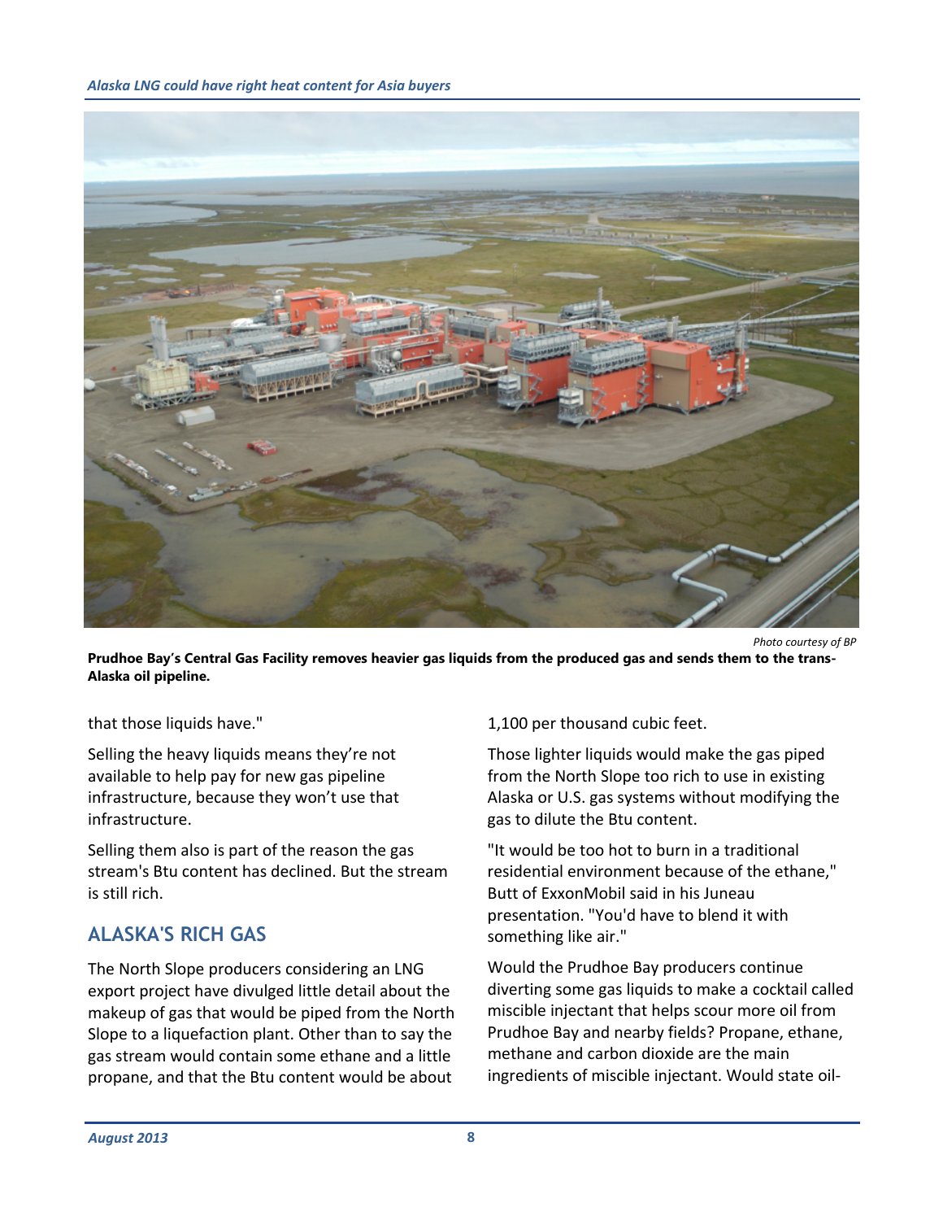Photo courtesy of BP

**Prudhoe Bay's Central Gas Facility removes heavier gas liquids from the produced gas and sends them to the trans-Alaska oil pipeline.**

that those liquids have."

Selling the heavy liquids means they're not available to help pay for new gas pipeline infrastructure, because they won't use that infrastructure.

Selling them also is part of the reason the gas stream's Btu content has declined. But the stream is still rich.

## ALASKA'S RICH GAS

The North Slope producers considering an LNG export project have divulged little detail about the makeup of gas that would be piped from the North Slope to a liquefaction plant. Other than to say the gas stream would contain some ethane and a little propane, and that the Btu content would be about 1,100 per thousand cubic feet.

Those lighter liquids would make the gas piped from the North Slope too rich to use in existing Alaska or U.S. gas systems without modifying the gas to dilute the Btu content.

"It would be too hot to burn in a traditional residential environment because of the ethane," Butt of ExxonMobil said in his Juneau presentation. "You'd have to blend it with something like air."

Would the Prudhoe Bay producers continue diverting some gas liquids to make a cocktail called miscible injectant that helps scour more oil from Prudhoe Bay and nearby fields? Propane, ethane, methane and carbon dioxide are the main ingredients of miscible injectant. Would state oil-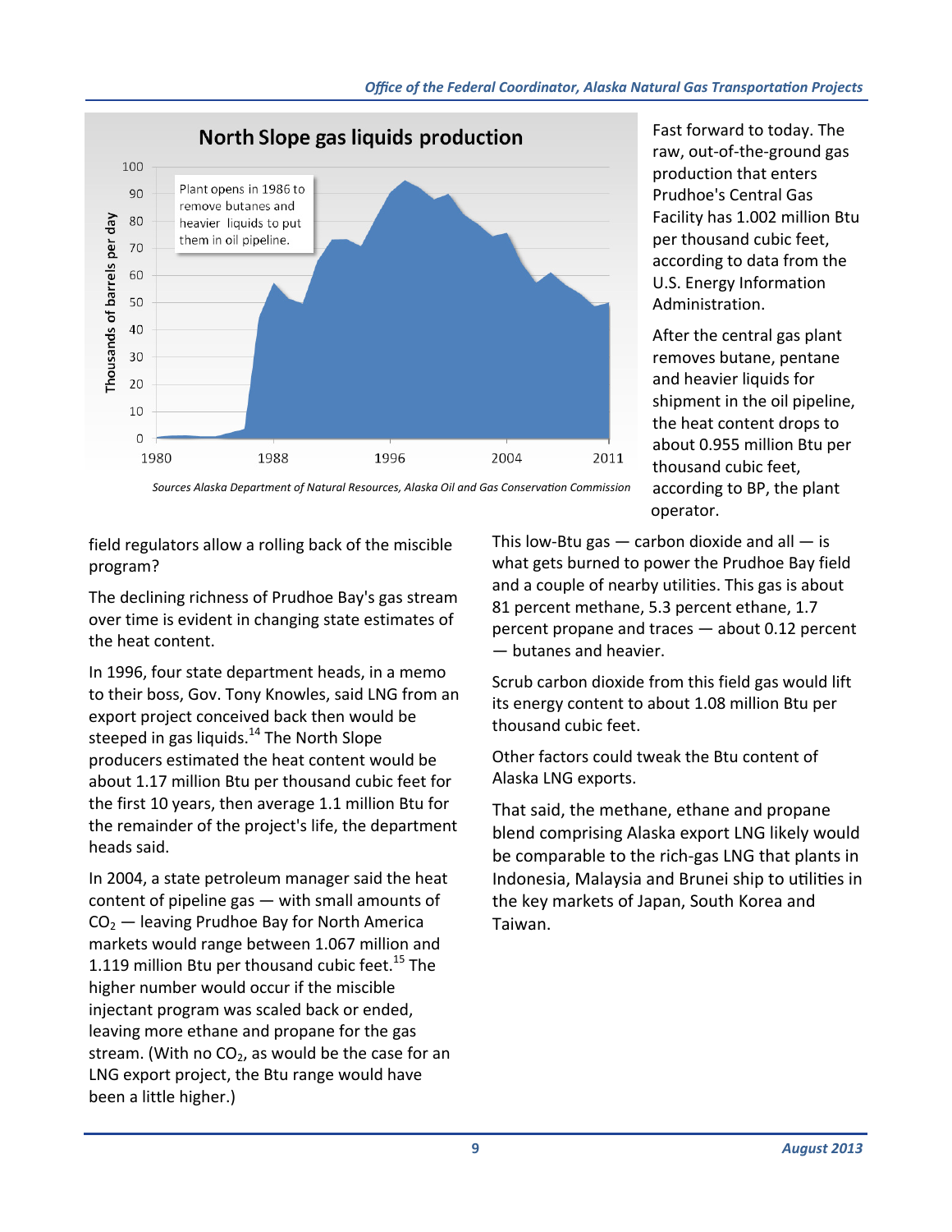**North Slope gas liquids production**

Plant opens in 1986 to remove butanes and heavier liquids to put them in oil pipeline.

*Sources Alaska Department of Natural Resources, Alaska Oil and Gas Conservation Commission*

Fast forward to today. The raw, out-of-the-ground gas production that enters Prudhoe's Central Gas Facility has 1.002 million Btu per thousand cubic feet, according to data from the U.S. Energy Information Administration.

After the central gas plant removes butane, pentane and heavier liquids for shipment in the oil pipeline, the heat content drops to about 0.955 million Btu per thousand cubic feet, according to BP, the plant operator.

field regulators allow a rolling back of the miscible program?

The declining richness of Prudhoe Bay's gas stream over time is evident in changing state estimates of the heat content.

In 1996, four state department heads, in a memo to their boss, Gov. Tony Knowles, said LNG from an export project conceived back then would be steeped in gas liquids.[14] The North Slope producers estimated the heat content would be about 1.17 million Btu per thousand cubic feet for the first 10 years, then average 1.1 million Btu for the remainder of the project's life, the department heads said.

In 2004, a state petroleum manager said the heat content of pipeline gas — with small amounts of $CO_2$ — leaving Prudhoe Bay for North America markets would range between 1.067 million and 1.119 million Btu per thousand cubic feet.[15] The higher number would occur if the miscible injectant program was scaled back or ended, leaving more ethane and propane for the gas stream. (With no $CO_2$, as would be the case for an LNG export project, the Btu range would have been a little higher.)

This low-Btu gas — carbon dioxide and all — is what gets burned to power the Prudhoe Bay field and a couple of nearby utilities. This gas is about 81 percent methane, 5.3 percent ethane, 1.7 percent propane and traces — about 0.12 percent — butanes and heavier.

Scrub carbon dioxide from this field gas would lift its energy content to about 1.08 million Btu per thousand cubic feet.

Other factors could tweak the Btu content of Alaska LNG exports.

That said, the methane, ethane and propane blend comprising Alaska export LNG likely would be comparable to the rich-gas LNG that plants in Indonesia, Malaysia and Brunei ship to utilities in the key markets of Japan, South Korea and Taiwan.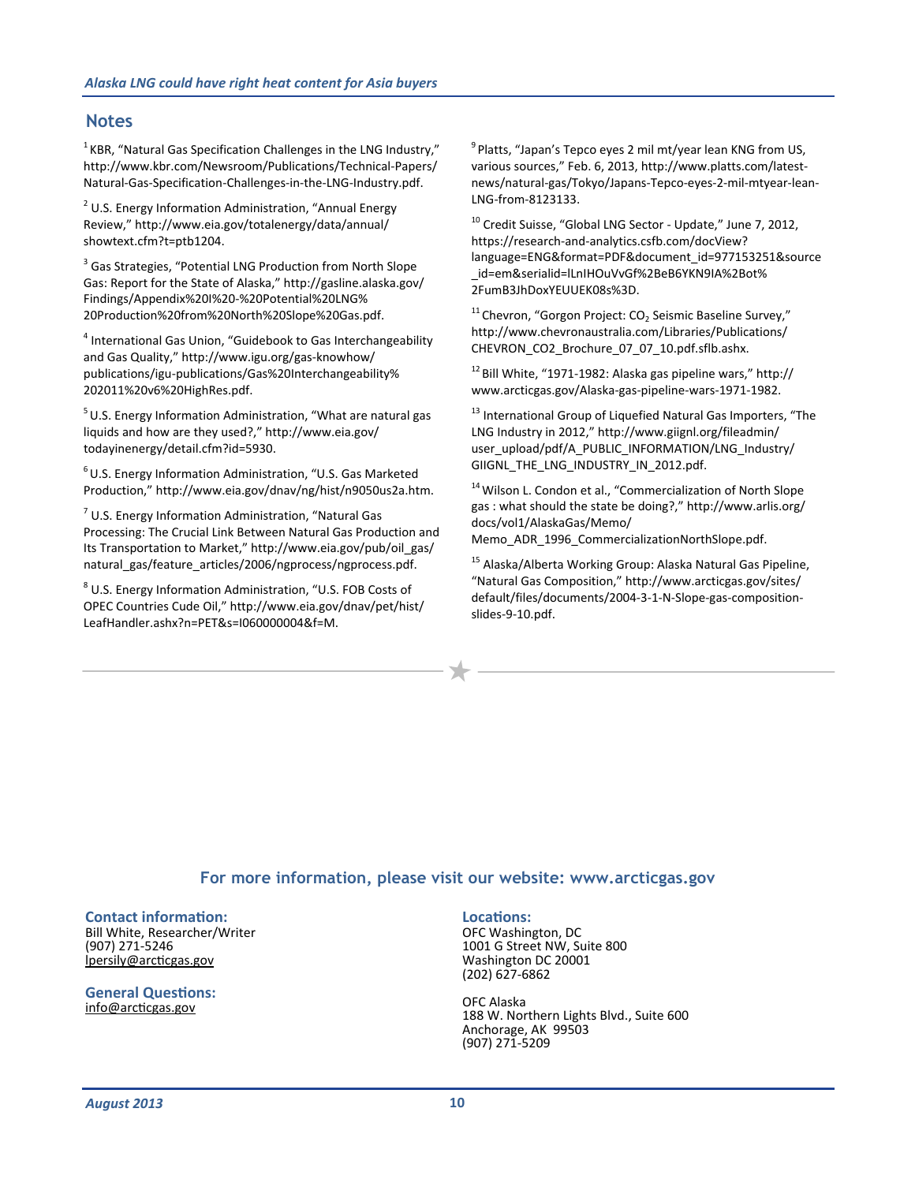## Notes

[1] KBR, "Natural Gas Specification Challenges in the LNG Industry," http://www.kbr.com/Newsroom/Publications/Technical-Papers/Natural-Gas-Specification-Challenges-in-the-LNG-Industry.pdf.

[2] U.S. Energy Information Administration, "Annual Energy Review," http://www.eia.gov/totalenergy/data/annual/showtext.cfm?t=ptb1204.

[3] Gas Strategies, "Potential LNG Production from North Slope Gas: Report for the State of Alaska," http://gasline.alaska.gov/Findings/Appendix%20I%20-%20Potential%20LNG%20Production%20from%20North%20Slope%20Gas.pdf.

[4] International Gas Union, "Guidebook to Gas Interchangeability and Gas Quality," http://www.igu.org/gas-knowhow/publications/igu-publications/Gas%20Interchangeability%202011%20v6%20HighRes.pdf.

[5] U.S. Energy Information Administration, "What are natural gas liquids and how are they used?," http://www.eia.gov/todayinenergy/detail.cfm?id=5930.

[6] U.S. Energy Information Administration, "U.S. Gas Marketed Production," http://www.eia.gov/dnav/ng/hist/n9050us2a.htm.

[7] U.S. Energy Information Administration, "Natural Gas Processing: The Crucial Link Between Natural Gas Production and Its Transportation to Market," http://www.eia.gov/pub/oil_gas/natural_gas/feature_articles/2006/ngprocess/ngprocess.pdf.

[8] U.S. Energy Information Administration, "U.S. FOB Costs of OPEC Countries Cude Oil," http://www.eia.gov/dnav/pet/hist/LeafHandler.ashx?n=PET&s=I060000004&f=M.

[9] Platts, "Japan's Tepco eyes 2 mil mt/year lean KNG from US, various sources," Feb. 6, 2013, http://www.platts.com/latest-news/natural-gas/Tokyo/Japans-Tepco-eyes-2-mil-mtyear-lean-LNG-from-8123133.

[10] Credit Suisse, "Global LNG Sector - Update," June 7, 2012, https://research-and-analytics.csfb.com/docView?language=ENG&format=PDF&document_id=977153251&source_id=em&serialid=lLnIHOuVvGf%2BeB6YKN9IA%2Bot%2FumB3JhDoxYEUUEK08s%3D.

[11] Chevron, "Gorgon Project: $CO_2$ Seismic Baseline Survey," http://www.chevronaustralia.com/Libraries/Publications/CHEVRON_CO2_Brochure_07_07_10.pdf.sflb.ashx.

[12] Bill White, "1971-1982: Alaska gas pipeline wars," http://www.arcticgas.gov/Alaska-gas-pipeline-wars-1971-1982.

[13] International Group of Liquefied Natural Gas Importers, "The LNG Industry in 2012," http://www.giignl.org/fileadmin/user_upload/pdf/A_PUBLIC_INFORMATION/LNG_Industry/GIIGNL_THE_LNG_INDUSTRY_IN_2012.pdf.

[14] Wilson L. Condon et al., "Commercialization of North Slope gas : what should the state be doing?," http://www.arlis.org/docs/vol1/AlaskaGas/Memo/Memo_ADR_1996_CommercializationNorthSlope.pdf.

[15] Alaska/Alberta Working Group: Alaska Natural Gas Pipeline, "Natural Gas Composition," http://www.arcticgas.gov/sites/default/files/documents/2004-3-1-N-Slope-gas-composition-slides-9-10.pdf.

---

**For more information, please visit our website: www.arcticgas.gov**

**Contact information:**
Bill White, Researcher/Writer
(907) 271-5246
lpersily@arcticgas.gov

**General Questions:**
info@arcticgas.gov

**Locations:**
OFC Washington, DC
1001 G Street NW, Suite 800
Washington DC 20001
(202) 627-6862

OFC Alaska
188 W. Northern Lights Blvd., Suite 600
Anchorage, AK 99503
(907) 271-5209